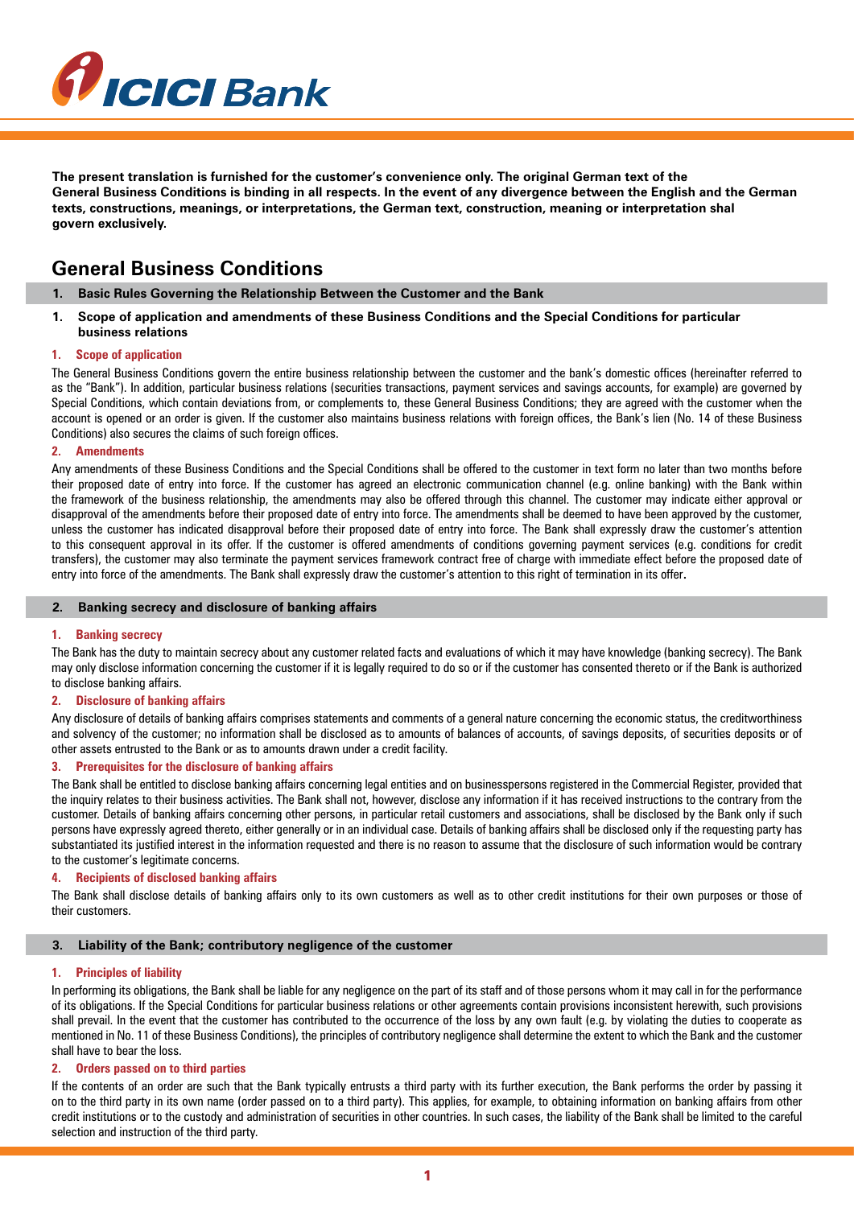**The present translation is furnished for the customer's convenience only. The original German text of the General Business Conditions is binding in all respects. In the event of any divergence between the English and the German texts, constructions, meanings, or interpretations, the German text, construction, meaning or interpretation shal govern exclusively.**

# General Business Conditions

## 1. Basic Rules Governing the Relationship Between the Customer and the Bank

### 1. Scope of application and amendments of these Business Conditions and the Special Conditions for particular business relations

#### 1. Scope of application

The General Business Conditions govern the entire business relationship between the customer and the bank's domestic offices (hereinafter referred to as the "Bank"). In addition, particular business relations (securities transactions, payment services and savings accounts, for example) are governed by Special Conditions, which contain deviations from, or complements to, these General Business Conditions; they are agreed with the customer when the account is opened or an order is given. If the customer also maintains business relations with foreign offices, the Bank's lien (No. 14 of these Business Conditions) also secures the claims of such foreign offices.

#### 2. Amendments

Any amendments of these Business Conditions and the Special Conditions shall be offered to the customer in text form no later than two months before their proposed date of entry into force. If the customer has agreed an electronic communication channel (e.g. online banking) with the Bank within the framework of the business relationship, the amendments may also be offered through this channel. The customer may indicate either approval or disapproval of the amendments before their proposed date of entry into force. The amendments shall be deemed to have been approved by the customer, unless the customer has indicated disapproval before their proposed date of entry into force. The Bank shall expressly draw the customer's attention to this consequent approval in its offer. If the customer is offered amendments of conditions governing payment services (e.g. conditions for credit transfers), the customer may also terminate the payment services framework contract free of charge with immediate effect before the proposed date of entry into force of the amendments. The Bank shall expressly draw the customer's attention to this right of termination in its offer.

## 2. Banking secrecy and disclosure of banking affairs

#### 1. Banking secrecy

The Bank has the duty to maintain secrecy about any customer related facts and evaluations of which it may have knowledge (banking secrecy). The Bank may only disclose information concerning the customer if it is legally required to do so or if the customer has consented thereto or if the Bank is authorized to disclose banking affairs.

#### 2. Disclosure of banking affairs

Any disclosure of details of banking affairs comprises statements and comments of a general nature concerning the economic status, the creditworthiness and solvency of the customer; no information shall be disclosed as to amounts of balances of accounts, of savings deposits, of securities deposits or of other assets entrusted to the Bank or as to amounts drawn under a credit facility.

#### 3. Prerequisites for the disclosure of banking affairs

The Bank shall be entitled to disclose banking affairs concerning legal entities and on businesspersons registered in the Commercial Register, provided that the inquiry relates to their business activities. The Bank shall not, however, disclose any information if it has received instructions to the contrary from the customer. Details of banking affairs concerning other persons, in particular retail customers and associations, shall be disclosed by the Bank only if such persons have expressly agreed thereto, either generally or in an individual case. Details of banking affairs shall be disclosed only if the requesting party has substantiated its justified interest in the information requested and there is no reason to assume that the disclosure of such information would be contrary to the customer's legitimate concerns.

#### 4. Recipients of disclosed banking affairs

The Bank shall disclose details of banking affairs only to its own customers as well as to other credit institutions for their own purposes or those of their customers.

## 3. Liability of the Bank; contributory negligence of the customer

#### 1. Principles of liability

In performing its obligations, the Bank shall be liable for any negligence on the part of its staff and of those persons whom it may call in for the performance of its obligations. If the Special Conditions for particular business relations or other agreements contain provisions inconsistent herewith, such provisions shall prevail. In the event that the customer has contributed to the occurrence of the loss by any own fault (e.g. by violating the duties to cooperate as mentioned in No. 11 of these Business Conditions), the principles of contributory negligence shall determine the extent to which the Bank and the customer shall have to bear the loss.

#### 2. Orders passed on to third parties

If the contents of an order are such that the Bank typically entrusts a third party with its further execution, the Bank performs the order by passing it on to the third party in its own name (order passed on to a third party). This applies, for example, to obtaining information on banking affairs from other credit institutions or to the custody and administration of securities in other countries. In such cases, the liability of the Bank shall be limited to the careful selection and instruction of the third party.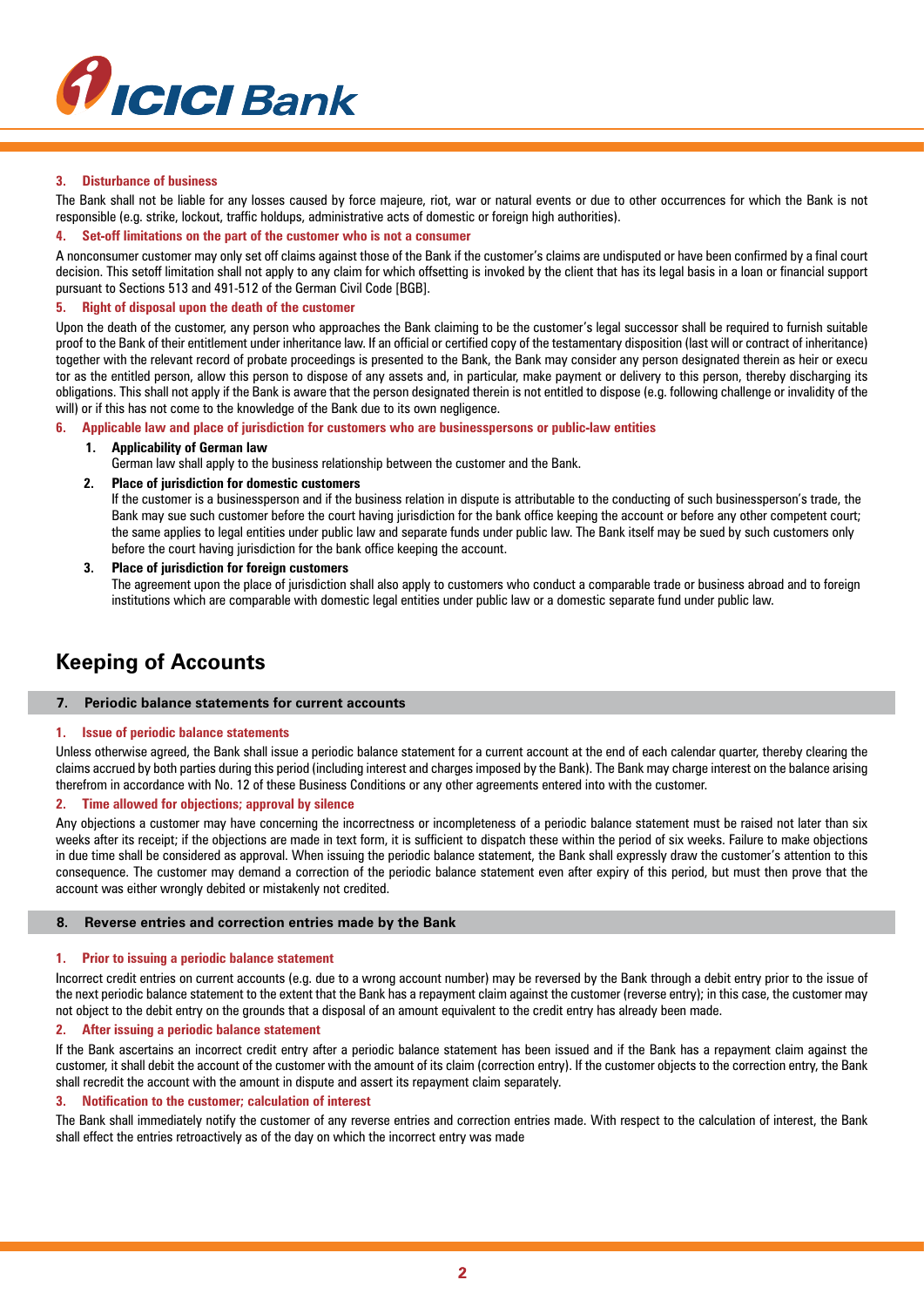### 3. Disturbance of business

The Bank shall not be liable for any losses caused by force majeure, riot, war or natural events or due to other occurrences for which the Bank is not responsible (e.g. strike, lockout, traffic holdups, administrative acts of domestic or foreign high authorities).

### 4. Set-off limitations on the part of the customer who is not a consumer

A nonconsumer customer may only set off claims against those of the Bank if the customer's claims are undisputed or have been confirmed by a final court decision. This setoff limitation shall not apply to any claim for which offsetting is invoked by the client that has its legal basis in a loan or financial support pursuant to Sections 513 and 491-512 of the German Civil Code [BGB].

### 5. Right of disposal upon the death of the customer

Upon the death of the customer, any person who approaches the Bank claiming to be the customer's legal successor shall be required to furnish suitable proof to the Bank of their entitlement under inheritance law. If an official or certified copy of the testamentary disposition (last will or contract of inheritance) together with the relevant record of probate proceedings is presented to the Bank, the Bank may consider any person designated therein as heir or executor as the entitled person, allow this person to dispose of any assets and, in particular, make payment or delivery to this person, thereby discharging its obligations. This shall not apply if the Bank is aware that the person designated therein is not entitled to dispose (e.g. following challenge or invalidity of the will) or if this has not come to the knowledge of the Bank due to its own negligence.

### 6. Applicable law and place of jurisdiction for customers who are businesspersons or public-law entities

1. **Applicability of German law**
   German law shall apply to the business relationship between the customer and the Bank.
2. **Place of jurisdiction for domestic customers**
   If the customer is a businessperson and if the business relation in dispute is attributable to the conducting of such businessperson's trade, the Bank may sue such customer before the court having jurisdiction for the bank office keeping the account or before any other competent court; the same applies to legal entities under public law and separate funds under public law. The Bank itself may be sued by such customers only before the court having jurisdiction for the bank office keeping the account.
3. **Place of jurisdiction for foreign customers**
   The agreement upon the place of jurisdiction shall also apply to customers who conduct a comparable trade or business abroad and to foreign institutions which are comparable with domestic legal entities under public law or a domestic separate fund under public law.

## Keeping of Accounts

### 7. Periodic balance statements for current accounts

#### 1. Issue of periodic balance statements

Unless otherwise agreed, the Bank shall issue a periodic balance statement for a current account at the end of each calendar quarter, thereby clearing the claims accrued by both parties during this period (including interest and charges imposed by the Bank). The Bank may charge interest on the balance arising therefrom in accordance with No. 12 of these Business Conditions or any other agreements entered into with the customer.

#### 2. Time allowed for objections; approval by silence

Any objections a customer may have concerning the incorrectness or incompleteness of a periodic balance statement must be raised not later than six weeks after its receipt; if the objections are made in text form, it is sufficient to dispatch these within the period of six weeks. Failure to make objections in due time shall be considered as approval. When issuing the periodic balance statement, the Bank shall expressly draw the customer's attention to this consequence. The customer may demand a correction of the periodic balance statement even after expiry of this period, but must then prove that the account was either wrongly debited or mistakenly not credited.

### 8. Reverse entries and correction entries made by the Bank

#### 1. Prior to issuing a periodic balance statement

Incorrect credit entries on current accounts (e.g. due to a wrong account number) may be reversed by the Bank through a debit entry prior to the issue of the next periodic balance statement to the extent that the Bank has a repayment claim against the customer (reverse entry); in this case, the customer may not object to the debit entry on the grounds that a disposal of an amount equivalent to the credit entry has already been made.

#### 2. After issuing a periodic balance statement

If the Bank ascertains an incorrect credit entry after a periodic balance statement has been issued and if the Bank has a repayment claim against the customer, it shall debit the account of the customer with the amount of its claim (correction entry). If the customer objects to the correction entry, the Bank shall recredit the account with the amount in dispute and assert its repayment claim separately.

#### 3. Notification to the customer; calculation of interest

The Bank shall immediately notify the customer of any reverse entries and correction entries made. With respect to the calculation of interest, the Bank shall effect the entries retroactively as of the day on which the incorrect entry was made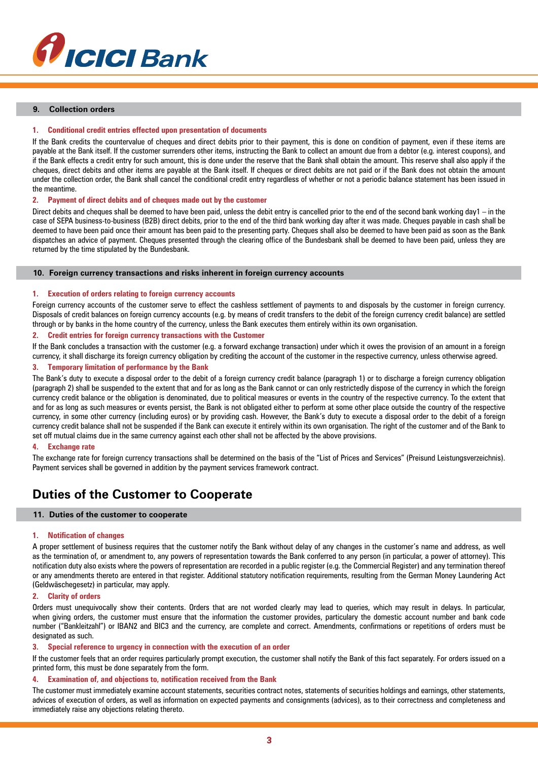## 9. Collection orders

### 1. Conditional credit entries effected upon presentation of documents

If the Bank credits the countervalue of cheques and direct debits prior to their payment, this is done on condition of payment, even if these items are payable at the Bank itself. If the customer surrenders other items, instructing the Bank to collect an amount due from a debtor (e.g. interest coupons), and if the Bank effects a credit entry for such amount, this is done under the reserve that the Bank shall obtain the amount. This reserve shall also apply if the cheques, direct debits and other items are payable at the Bank itself. If cheques or direct debits are not paid or if the Bank does not obtain the amount under the collection order, the Bank shall cancel the conditional credit entry regardless of whether or not a periodic balance statement has been issued in the meantime.

### 2. Payment of direct debits and of cheques made out by the customer

Direct debits and cheques shall be deemed to have been paid, unless the debit entry is cancelled prior to the end of the second bank working day1 – in the case of SEPA business-to-business (B2B) direct debits, prior to the end of the third bank working day after it was made. Cheques payable in cash shall be deemed to have been paid once their amount has been paid to the presenting party. Cheques shall also be deemed to have been paid as soon as the Bank dispatches an advice of payment. Cheques presented through the clearing office of the Bundesbank shall be deemed to have been paid, unless they are returned by the time stipulated by the Bundesbank.

## 10. Foreign currency transactions and risks inherent in foreign currency accounts

### 1. Execution of orders relating to foreign currency accounts

Foreign currency accounts of the customer serve to effect the cashless settlement of payments to and disposals by the customer in foreign currency. Disposals of credit balances on foreign currency accounts (e.g. by means of credit transfers to the debit of the foreign currency credit balance) are settled through or by banks in the home country of the currency, unless the Bank executes them entirely within its own organisation.

### 2. Credit entries for foreign currency transactions with the Customer

If the Bank concludes a transaction with the customer (e.g. a forward exchange transaction) under which it owes the provision of an amount in a foreign currency, it shall discharge its foreign currency obligation by crediting the account of the customer in the respective currency, unless otherwise agreed.

### 3. Temporary limitation of performance by the Bank

The Bank's duty to execute a disposal order to the debit of a foreign currency credit balance (paragraph 1) or to discharge a foreign currency obligation (paragraph 2) shall be suspended to the extent that and for as long as the Bank cannot or can only restrictedly dispose of the currency in which the foreign currency credit balance or the obligation is denominated, due to political measures or events in the country of the respective currency. To the extent that and for as long as such measures or events persist, the Bank is not obligated either to perform at some other place outside the country of the respective currency, in some other currency (including euros) or by providing cash. However, the Bank's duty to execute a disposal order to the debit of a foreign currency credit balance shall not be suspended if the Bank can execute it entirely within its own organisation. The right of the customer and of the Bank to set off mutual claims due in the same currency against each other shall not be affected by the above provisions.

### 4. Exchange rate

The exchange rate for foreign currency transactions shall be determined on the basis of the "List of Prices and Services" (Preisund Leistungsverzeichnis). Payment services shall be governed in addition by the payment services framework contract.

# Duties of the Customer to Cooperate

## 11. Duties of the customer to cooperate

### 1. Notification of changes

A proper settlement of business requires that the customer notify the Bank without delay of any changes in the customer's name and address, as well as the termination of, or amendment to, any powers of representation towards the Bank conferred to any person (in particular, a power of attorney). This notification duty also exists where the powers of representation are recorded in a public register (e.g. the Commercial Register) and any termination thereof or any amendments thereto are entered in that register. Additional statutory notification requirements, resulting from the German Money Laundering Act (Geldwäschegesetz) in particular, may apply.

### 2. Clarity of orders

Orders must unequivocally show their contents. Orders that are not worded clearly may lead to queries, which may result in delays. In particular, when giving orders, the customer must ensure that the information the customer provides, particulary the domestic account number and bank code number ("Bankleitzahl") or IBAN2 and BIC3 and the currency, are complete and correct. Amendments, confirmations or repetitions of orders must be designated as such.

### 3. Special reference to urgency in connection with the execution of an order

If the customer feels that an order requires particularly prompt execution, the customer shall notify the Bank of this fact separately. For orders issued on a printed form, this must be done separately from the form.

### 4. Examination of, and objections to, notification received from the Bank

The customer must immediately examine account statements, securities contract notes, statements of securities holdings and earnings, other statements, advices of execution of orders, as well as information on expected payments and consignments (advices), as to their correctness and completeness and immediately raise any objections relating thereto.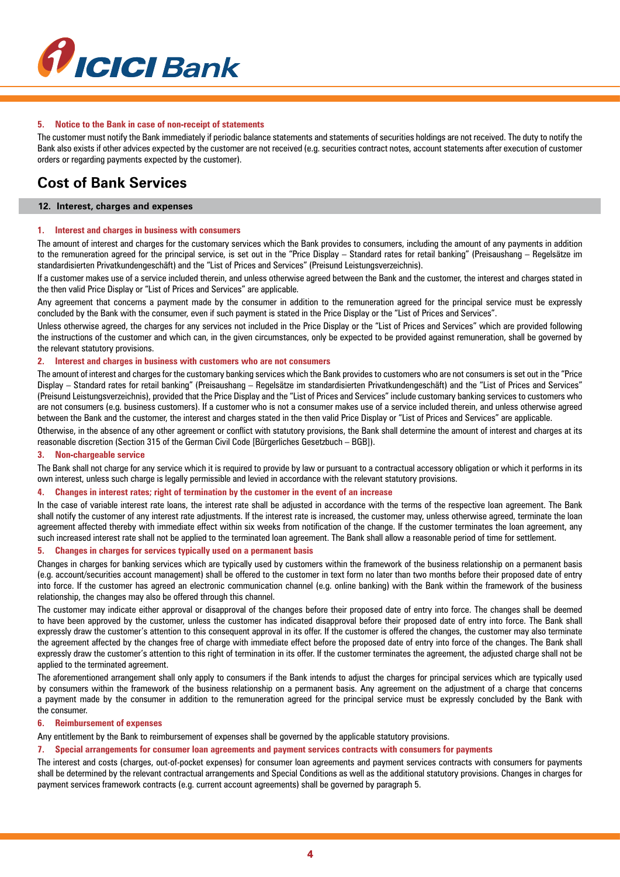#### 5. Notice to the Bank in case of non-receipt of statements

The customer must notify the Bank immediately if periodic balance statements and statements of securities holdings are not received. The duty to notify the Bank also exists if other advices expected by the customer are not received (e.g. securities contract notes, account statements after execution of customer orders or regarding payments expected by the customer).

## Cost of Bank Services

### 12. Interest, charges and expenses

#### 1. Interest and charges in business with consumers

The amount of interest and charges for the customary services which the Bank provides to consumers, including the amount of any payments in addition to the remuneration agreed for the principal service, is set out in the "Price Display – Standard rates for retail banking" (Preisaushang – Regelsätze im standardisierten Privatkundengeschäft) and the "List of Prices and Services" (Preisund Leistungsverzeichnis).

If a customer makes use of a service included therein, and unless otherwise agreed between the Bank and the customer, the interest and charges stated in the then valid Price Display or "List of Prices and Services" are applicable.

Any agreement that concerns a payment made by the consumer in addition to the remuneration agreed for the principal service must be expressly concluded by the Bank with the consumer, even if such payment is stated in the Price Display or the "List of Prices and Services".

Unless otherwise agreed, the charges for any services not included in the Price Display or the "List of Prices and Services" which are provided following the instructions of the customer and which can, in the given circumstances, only be expected to be provided against remuneration, shall be governed by the relevant statutory provisions.

#### 2. Interest and charges in business with customers who are not consumers

The amount of interest and charges for the customary banking services which the Bank provides to customers who are not consumers is set out in the "Price Display – Standard rates for retail banking" (Preisaushang – Regelsätze im standardisierten Privatkundengeschäft) and the "List of Prices and Services" (Preisund Leistungsverzeichnis), provided that the Price Display and the "List of Prices and Services" include customary banking services to customers who are not consumers (e.g. business customers). If a customer who is not a consumer makes use of a service included therein, and unless otherwise agreed between the Bank and the customer, the interest and charges stated in the then valid Price Display or "List of Prices and Services" are applicable.

Otherwise, in the absence of any other agreement or conflict with statutory provisions, the Bank shall determine the amount of interest and charges at its reasonable discretion (Section 315 of the German Civil Code [Bürgerliches Gesetzbuch – BGB]).

#### 3. Non-chargeable service

The Bank shall not charge for any service which it is required to provide by law or pursuant to a contractual accessory obligation or which it performs in its own interest, unless such charge is legally permissible and levied in accordance with the relevant statutory provisions.

#### 4. Changes in interest rates; right of termination by the customer in the event of an increase

In the case of variable interest rate loans, the interest rate shall be adjusted in accordance with the terms of the respective loan agreement. The Bank shall notify the customer of any interest rate adjustments. If the interest rate is increased, the customer may, unless otherwise agreed, terminate the loan agreement affected thereby with immediate effect within six weeks from notification of the change. If the customer terminates the loan agreement, any such increased interest rate shall not be applied to the terminated loan agreement. The Bank shall allow a reasonable period of time for settlement.

#### 5. Changes in charges for services typically used on a permanent basis

Changes in charges for banking services which are typically used by customers within the framework of the business relationship on a permanent basis (e.g. account/securities account management) shall be offered to the customer in text form no later than two months before their proposed date of entry into force. If the customer has agreed an electronic communication channel (e.g. online banking) with the Bank within the framework of the business relationship, the changes may also be offered through this channel.

The customer may indicate either approval or disapproval of the changes before their proposed date of entry into force. The changes shall be deemed to have been approved by the customer, unless the customer has indicated disapproval before their proposed date of entry into force. The Bank shall expressly draw the customer's attention to this consequent approval in its offer. If the customer is offered the changes, the customer may also terminate the agreement affected by the changes free of charge with immediate effect before the proposed date of entry into force of the changes. The Bank shall expressly draw the customer's attention to this right of termination in its offer. If the customer terminates the agreement, the adjusted charge shall not be applied to the terminated agreement.

The aforementioned arrangement shall only apply to consumers if the Bank intends to adjust the charges for principal services which are typically used by consumers within the framework of the business relationship on a permanent basis. Any agreement on the adjustment of a charge that concerns a payment made by the consumer in addition to the remuneration agreed for the principal service must be expressly concluded by the Bank with the consumer.

#### 6. Reimbursement of expenses

Any entitlement by the Bank to reimbursement of expenses shall be governed by the applicable statutory provisions.

#### 7. Special arrangements for consumer loan agreements and payment services contracts with consumers for payments

The interest and costs (charges, out-of-pocket expenses) for consumer loan agreements and payment services contracts with consumers for payments shall be determined by the relevant contractual arrangements and Special Conditions as well as the additional statutory provisions. Changes in charges for payment services framework contracts (e.g. current account agreements) shall be governed by paragraph 5.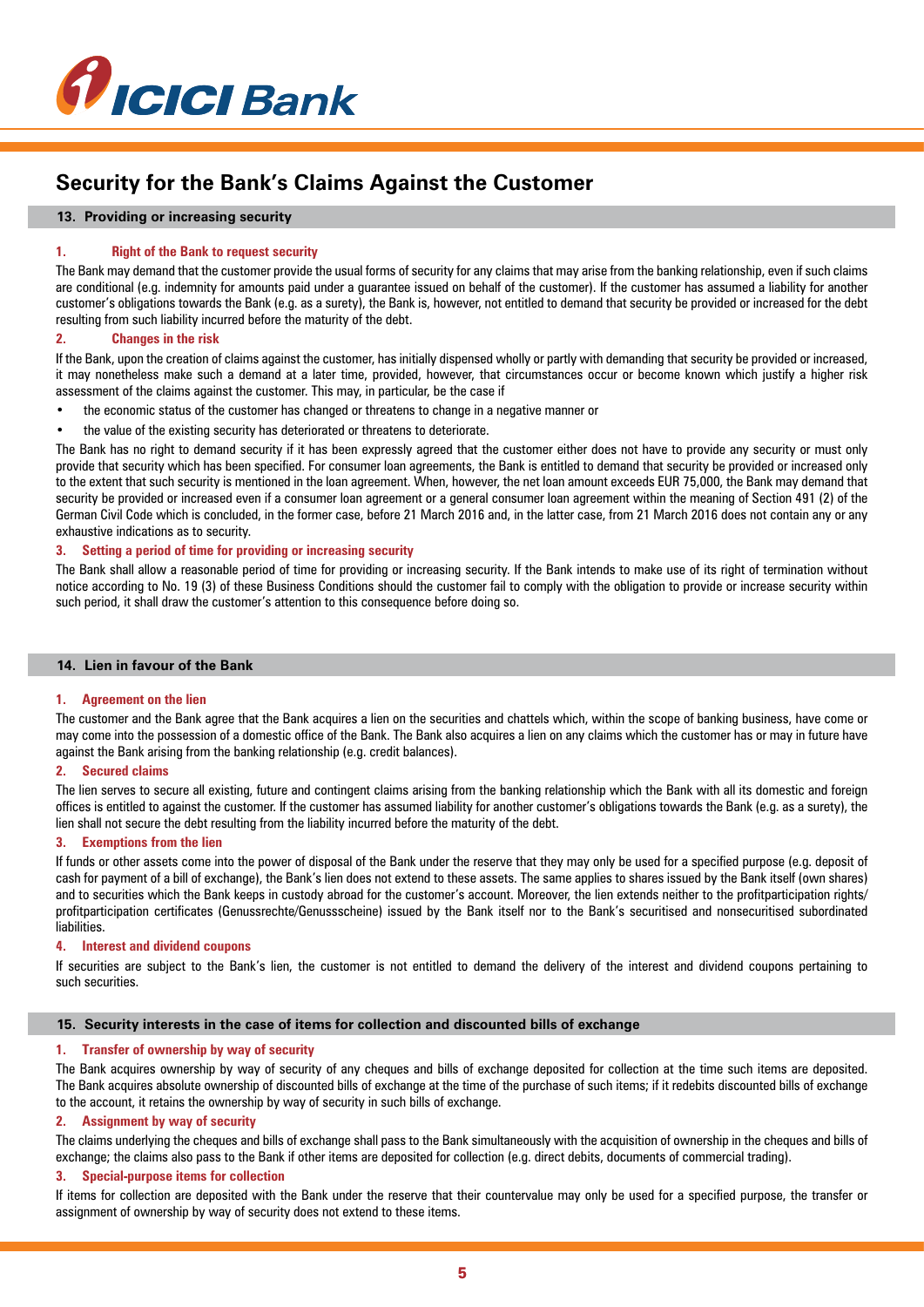## Security for the Bank's Claims Against the Customer

### 13. Providing or increasing security

#### 1. Right of the Bank to request security

The Bank may demand that the customer provide the usual forms of security for any claims that may arise from the banking relationship, even if such claims are conditional (e.g. indemnity for amounts paid under a guarantee issued on behalf of the customer). If the customer has assumed a liability for another customer's obligations towards the Bank (e.g. as a surety), the Bank is, however, not entitled to demand that security be provided or increased for the debt resulting from such liability incurred before the maturity of the debt.

#### 2. Changes in the risk

If the Bank, upon the creation of claims against the customer, has initially dispensed wholly or partly with demanding that security be provided or increased, it may nonetheless make such a demand at a later time, provided, however, that circumstances occur or become known which justify a higher risk assessment of the claims against the customer. This may, in particular, be the case if

- the economic status of the customer has changed or threatens to change in a negative manner or
- the value of the existing security has deteriorated or threatens to deteriorate.

The Bank has no right to demand security if it has been expressly agreed that the customer either does not have to provide any security or must only provide that security which has been specified. For consumer loan agreements, the Bank is entitled to demand that security be provided or increased only to the extent that such security is mentioned in the loan agreement. When, however, the net loan amount exceeds EUR 75,000, the Bank may demand that security be provided or increased even if a consumer loan agreement or a general consumer loan agreement within the meaning of Section 491 (2) of the German Civil Code which is concluded, in the former case, before 21 March 2016 and, in the latter case, from 21 March 2016 does not contain any or any exhaustive indications as to security.

#### 3. Setting a period of time for providing or increasing security

The Bank shall allow a reasonable period of time for providing or increasing security. If the Bank intends to make use of its right of termination without notice according to No. 19 (3) of these Business Conditions should the customer fail to comply with the obligation to provide or increase security within such period, it shall draw the customer's attention to this consequence before doing so.

### 14. Lien in favour of the Bank

#### 1. Agreement on the lien

The customer and the Bank agree that the Bank acquires a lien on the securities and chattels which, within the scope of banking business, have come or may come into the possession of a domestic office of the Bank. The Bank also acquires a lien on any claims which the customer has or may in future have against the Bank arising from the banking relationship (e.g. credit balances).

#### 2. Secured claims

The lien serves to secure all existing, future and contingent claims arising from the banking relationship which the Bank with all its domestic and foreign offices is entitled to against the customer. If the customer has assumed liability for another customer's obligations towards the Bank (e.g. as a surety), the lien shall not secure the debt resulting from the liability incurred before the maturity of the debt.

#### 3. Exemptions from the lien

If funds or other assets come into the power of disposal of the Bank under the reserve that they may only be used for a specified purpose (e.g. deposit of cash for payment of a bill of exchange), the Bank's lien does not extend to these assets. The same applies to shares issued by the Bank itself (own shares) and to securities which the Bank keeps in custody abroad for the customer's account. Moreover, the lien extends neither to the profitparticipation rights/ profitparticipation certificates (Genussrechte/Genussscheine) issued by the Bank itself nor to the Bank's securitised and nonsecuritised subordinated liabilities.

#### 4. Interest and dividend coupons

If securities are subject to the Bank's lien, the customer is not entitled to demand the delivery of the interest and dividend coupons pertaining to such securities.

### 15. Security interests in the case of items for collection and discounted bills of exchange

#### 1. Transfer of ownership by way of security

The Bank acquires ownership by way of security of any cheques and bills of exchange deposited for collection at the time such items are deposited. The Bank acquires absolute ownership of discounted bills of exchange at the time of the purchase of such items; if it redebits discounted bills of exchange to the account, it retains the ownership by way of security in such bills of exchange.

#### 2. Assignment by way of security

The claims underlying the cheques and bills of exchange shall pass to the Bank simultaneously with the acquisition of ownership in the cheques and bills of exchange; the claims also pass to the Bank if other items are deposited for collection (e.g. direct debits, documents of commercial trading).

#### 3. Special-purpose items for collection

If items for collection are deposited with the Bank under the reserve that their countervalue may only be used for a specified purpose, the transfer or assignment of ownership by way of security does not extend to these items.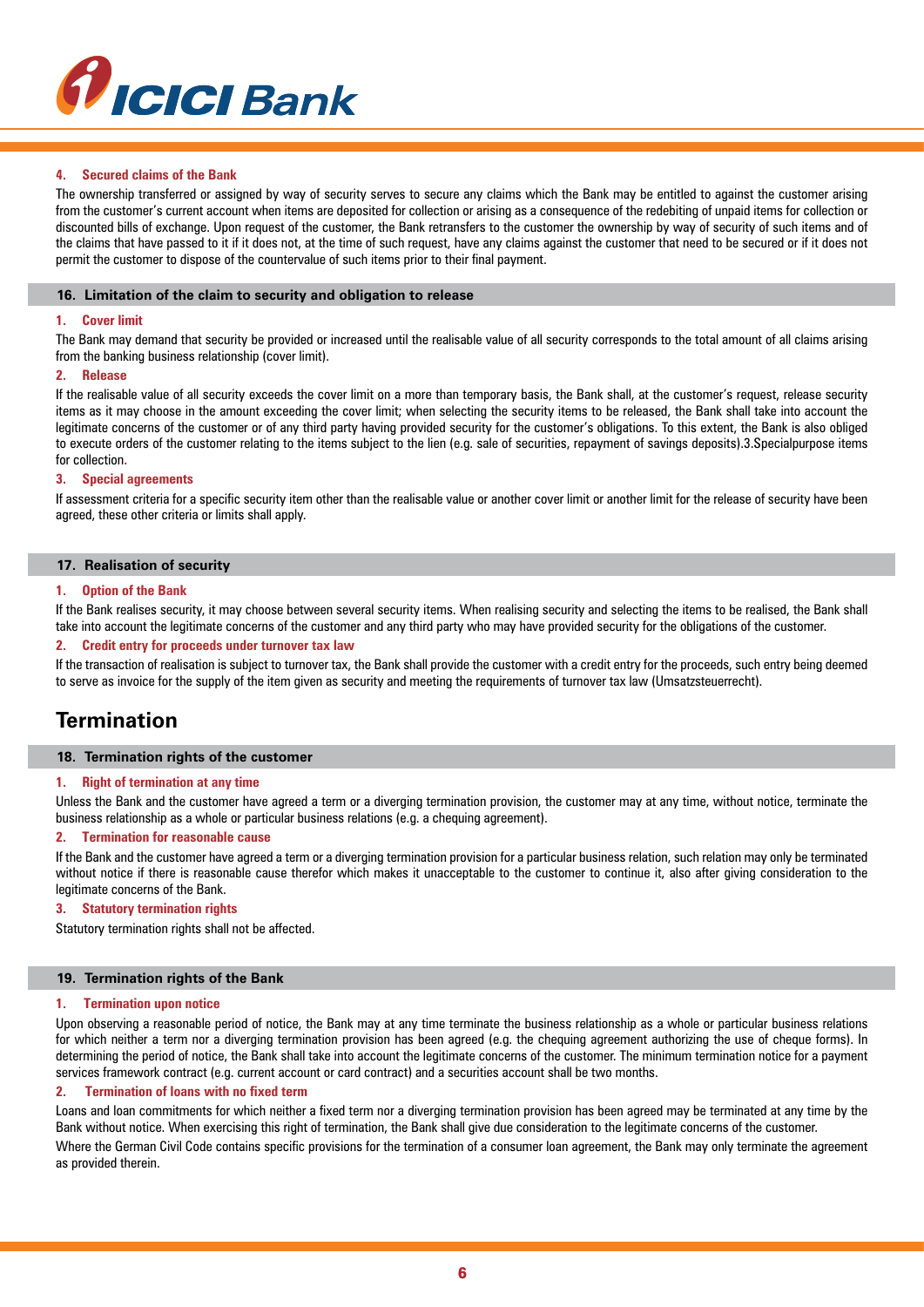#### 4. Secured claims of the Bank

The ownership transferred or assigned by way of security serves to secure any claims which the Bank may be entitled to against the customer arising from the customer's current account when items are deposited for collection or arising as a consequence of the redebiting of unpaid items for collection or discounted bills of exchange. Upon request of the customer, the Bank retransfers to the customer the ownership by way of security of such items and of the claims that have passed to it if it does not, at the time of such request, have any claims against the customer that need to be secured or if it does not permit the customer to dispose of the countervalue of such items prior to their final payment.

### 16. Limitation of the claim to security and obligation to release

#### 1. Cover limit

The Bank may demand that security be provided or increased until the realisable value of all security corresponds to the total amount of all claims arising from the banking business relationship (cover limit).

#### 2. Release

If the realisable value of all security exceeds the cover limit on a more than temporary basis, the Bank shall, at the customer's request, release security items as it may choose in the amount exceeding the cover limit; when selecting the security items to be released, the Bank shall take into account the legitimate concerns of the customer or of any third party having provided security for the customer's obligations. To this extent, the Bank is also obliged to execute orders of the customer relating to the items subject to the lien (e.g. sale of securities, repayment of savings deposits).3.Specialpurpose items for collection.

#### 3. Special agreements

If assessment criteria for a specific security item other than the realisable value or another cover limit or another limit for the release of security have been agreed, these other criteria or limits shall apply.

### 17. Realisation of security

#### 1. Option of the Bank

If the Bank realises security, it may choose between several security items. When realising security and selecting the items to be realised, the Bank shall take into account the legitimate concerns of the customer and any third party who may have provided security for the obligations of the customer.

#### 2. Credit entry for proceeds under turnover tax law

If the transaction of realisation is subject to turnover tax, the Bank shall provide the customer with a credit entry for the proceeds, such entry being deemed to serve as invoice for the supply of the item given as security and meeting the requirements of turnover tax law (Umsatzsteuerrecht).

## Termination

### 18. Termination rights of the customer

#### 1. Right of termination at any time

Unless the Bank and the customer have agreed a term or a diverging termination provision, the customer may at any time, without notice, terminate the business relationship as a whole or particular business relations (e.g. a chequing agreement).

#### 2. Termination for reasonable cause

If the Bank and the customer have agreed a term or a diverging termination provision for a particular business relation, such relation may only be terminated without notice if there is reasonable cause therefor which makes it unacceptable to the customer to continue it, also after giving consideration to the legitimate concerns of the Bank.

#### 3. Statutory termination rights

Statutory termination rights shall not be affected.

### 19. Termination rights of the Bank

#### 1. Termination upon notice

Upon observing a reasonable period of notice, the Bank may at any time terminate the business relationship as a whole or particular business relations for which neither a term nor a diverging termination provision has been agreed (e.g. the chequing agreement authorizing the use of cheque forms). In determining the period of notice, the Bank shall take into account the legitimate concerns of the customer. The minimum termination notice for a payment services framework contract (e.g. current account or card contract) and a securities account shall be two months.

#### 2. Termination of loans with no fixed term

Loans and loan commitments for which neither a fixed term nor a diverging termination provision has been agreed may be terminated at any time by the Bank without notice. When exercising this right of termination, the Bank shall give due consideration to the legitimate concerns of the customer.

Where the German Civil Code contains specific provisions for the termination of a consumer loan agreement, the Bank may only terminate the agreement as provided therein.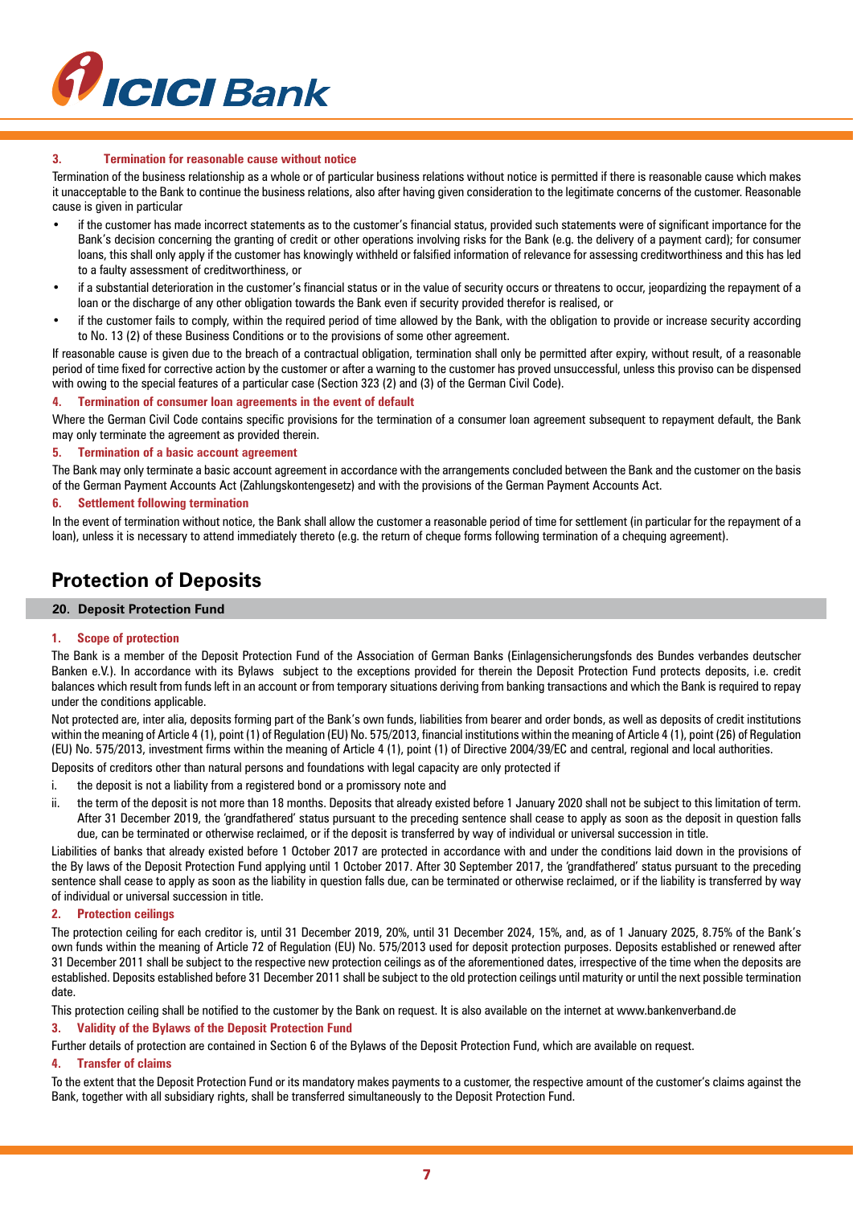#### 3. Termination for reasonable cause without notice

Termination of the business relationship as a whole or of particular business relations without notice is permitted if there is reasonable cause which makes it unacceptable to the Bank to continue the business relations, also after having given consideration to the legitimate concerns of the customer. Reasonable cause is given in particular

- if the customer has made incorrect statements as to the customer's financial status, provided such statements were of significant importance for the Bank's decision concerning the granting of credit or other operations involving risks for the Bank (e.g. the delivery of a payment card); for consumer loans, this shall only apply if the customer has knowingly withheld or falsified information of relevance for assessing creditworthiness and this has led to a faulty assessment of creditworthiness, or
- if a substantial deterioration in the customer's financial status or in the value of security occurs or threatens to occur, jeopardizing the repayment of a loan or the discharge of any other obligation towards the Bank even if security provided therefor is realised, or
- if the customer fails to comply, within the required period of time allowed by the Bank, with the obligation to provide or increase security according to No. 13 (2) of these Business Conditions or to the provisions of some other agreement.

If reasonable cause is given due to the breach of a contractual obligation, termination shall only be permitted after expiry, without result, of a reasonable period of time fixed for corrective action by the customer or after a warning to the customer has proved unsuccessful, unless this proviso can be dispensed with owing to the special features of a particular case (Section 323 (2) and (3) of the German Civil Code).

#### 4. Termination of consumer loan agreements in the event of default

Where the German Civil Code contains specific provisions for the termination of a consumer loan agreement subsequent to repayment default, the Bank may only terminate the agreement as provided therein.

#### 5. Termination of a basic account agreement

The Bank may only terminate a basic account agreement in accordance with the arrangements concluded between the Bank and the customer on the basis of the German Payment Accounts Act (Zahlungskontengesetz) and with the provisions of the German Payment Accounts Act.

#### 6. Settlement following termination

In the event of termination without notice, the Bank shall allow the customer a reasonable period of time for settlement (in particular for the repayment of a loan), unless it is necessary to attend immediately thereto (e.g. the return of cheque forms following termination of a chequing agreement).

## Protection of Deposits

### 20. Deposit Protection Fund

#### 1. Scope of protection

The Bank is a member of the Deposit Protection Fund of the Association of German Banks (Einlagensicherungsfonds des Bundes verbandes deutscher Banken e.V.). In accordance with its Bylaws subject to the exceptions provided for therein the Deposit Protection Fund protects deposits, i.e. credit balances which result from funds left in an account or from temporary situations deriving from banking transactions and which the Bank is required to repay under the conditions applicable.

Not protected are, inter alia, deposits forming part of the Bank's own funds, liabilities from bearer and order bonds, as well as deposits of credit institutions within the meaning of Article 4 (1), point (1) of Regulation (EU) No. 575/2013, financial institutions within the meaning of Article 4 (1), point (26) of Regulation (EU) No. 575/2013, investment firms within the meaning of Article 4 (1), point (1) of Directive 2004/39/EC and central, regional and local authorities.

Deposits of creditors other than natural persons and foundations with legal capacity are only protected if

i. the deposit is not a liability from a registered bond or a promissory note and
ii. the term of the deposit is not more than 18 months. Deposits that already existed before 1 January 2020 shall not be subject to this limitation of term. After 31 December 2019, the 'grandfathered' status pursuant to the preceding sentence shall cease to apply as soon as the deposit in question falls due, can be terminated or otherwise reclaimed, or if the deposit is transferred by way of individual or universal succession in title.

Liabilities of banks that already existed before 1 October 2017 are protected in accordance with and under the conditions laid down in the provisions of the By laws of the Deposit Protection Fund applying until 1 October 2017. After 30 September 2017, the 'grandfathered' status pursuant to the preceding sentence shall cease to apply as soon as the liability in question falls due, can be terminated or otherwise reclaimed, or if the liability is transferred by way of individual or universal succession in title.

#### 2. Protection ceilings

The protection ceiling for each creditor is, until 31 December 2019, 20%, until 31 December 2024, 15%, and, as of 1 January 2025, 8.75% of the Bank's own funds within the meaning of Article 72 of Regulation (EU) No. 575/2013 used for deposit protection purposes. Deposits established or renewed after 31 December 2011 shall be subject to the respective new protection ceilings as of the aforementioned dates, irrespective of the time when the deposits are established. Deposits established before 31 December 2011 shall be subject to the old protection ceilings until maturity or until the next possible termination date.

This protection ceiling shall be notified to the customer by the Bank on request. It is also available on the internet at www.bankenverband.de

#### 3. Validity of the Bylaws of the Deposit Protection Fund

Further details of protection are contained in Section 6 of the Bylaws of the Deposit Protection Fund, which are available on request.

#### 4. Transfer of claims

To the extent that the Deposit Protection Fund or its mandatory makes payments to a customer, the respective amount of the customer's claims against the Bank, together with all subsidiary rights, shall be transferred simultaneously to the Deposit Protection Fund.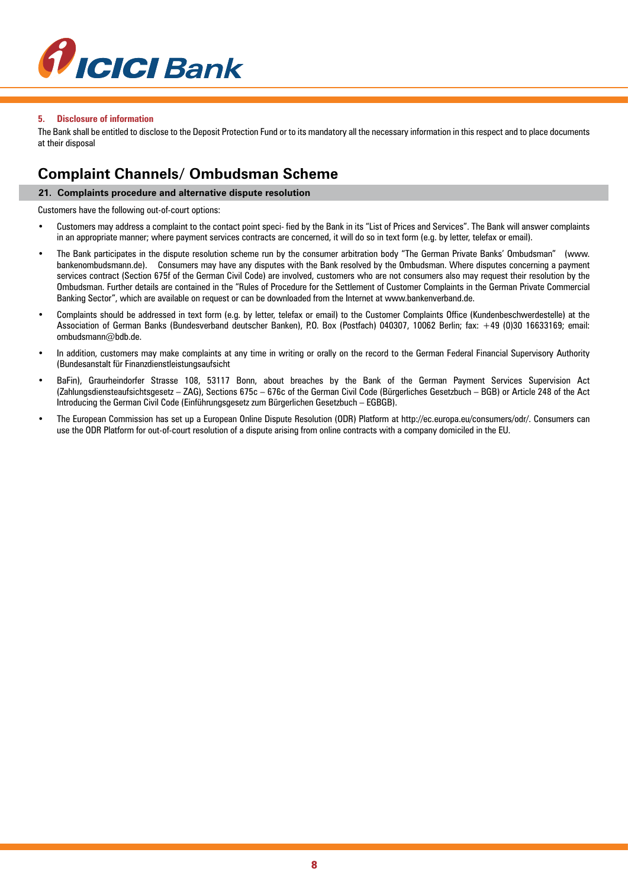**5. Disclosure of information**

The Bank shall be entitled to disclose to the Deposit Protection Fund or to its mandatory all the necessary information in this respect and to place documents at their disposal

## Complaint Channels/ Ombudsman Scheme

### 21. Complaints procedure and alternative dispute resolution

Customers have the following out-of-court options:

- Customers may address a complaint to the contact point speci- fied by the Bank in its "List of Prices and Services". The Bank will answer complaints in an appropriate manner; where payment services contracts are concerned, it will do so in text form (e.g. by letter, telefax or email).
- The Bank participates in the dispute resolution scheme run by the consumer arbitration body "The German Private Banks' Ombudsman" (www.bankenombudsmann.de). Consumers may have any disputes with the Bank resolved by the Ombudsman. Where disputes concerning a payment services contract (Section 675f of the German Civil Code) are involved, customers who are not consumers also may request their resolution by the Ombudsman. Further details are contained in the "Rules of Procedure for the Settlement of Customer Complaints in the German Private Commercial Banking Sector", which are available on request or can be downloaded from the Internet at www.bankenverband.de.
- Complaints should be addressed in text form (e.g. by letter, telefax or email) to the Customer Complaints Office (Kundenbeschwerdestelle) at the Association of German Banks (Bundesverband deutscher Banken), P.O. Box (Postfach) 040307, 10062 Berlin; fax: +49 (0)30 16633169; email: ombudsmann@bdb.de.
- In addition, customers may make complaints at any time in writing or orally on the record to the German Federal Financial Supervisory Authority (Bundesanstalt für Finanzdienstleistungsaufsicht
- BaFin), Graurheindorfer Strasse 108, 53117 Bonn, about breaches by the Bank of the German Payment Services Supervision Act (Zahlungsdiensteaufsichtsgesetz – ZAG), Sections 675c – 676c of the German Civil Code (Bürgerliches Gesetzbuch – BGB) or Article 248 of the Act Introducing the German Civil Code (Einführungsgesetz zum Bürgerlichen Gesetzbuch – EGBGB).
- The European Commission has set up a European Online Dispute Resolution (ODR) Platform at http://ec.europa.eu/consumers/odr/. Consumers can use the ODR Platform for out-of-court resolution of a dispute arising from online contracts with a company domiciled in the EU.